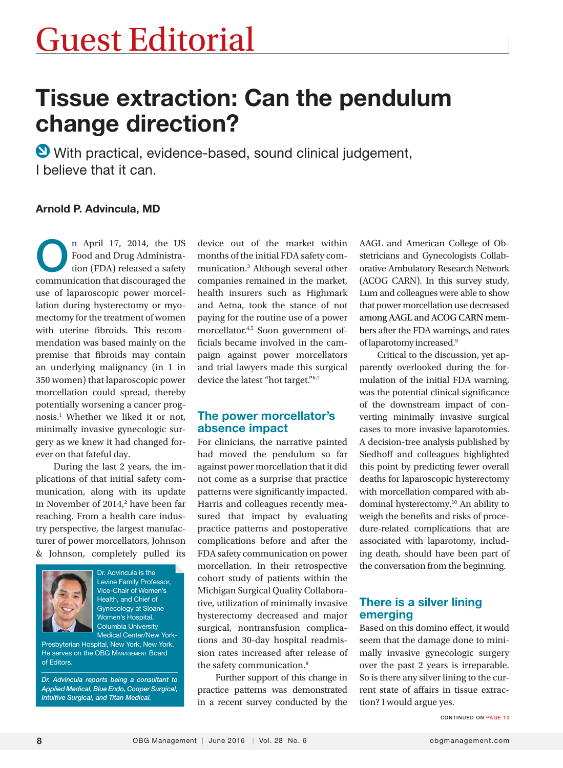# Guest Editorial

## Tissue extraction: Can the pendulum change direction?

With practical, evidence-based, sound clinical judgement, I believe that it can.

**Arnold P. Advincula, MD**

On April 17, 2014, the US Food and Drug Administration (FDA) released a safety communication that discouraged the use of laparoscopic power morcellation during hysterectomy or myomectomy for the treatment of women with uterine fibroids. This recommendation was based mainly on the premise that fibroids may contain an underlying malignancy (in 1 in 350 women) that laparoscopic power morcellation could spread, thereby potentially worsening a cancer prognosis.[1] Whether we liked it or not, minimally invasive gynecologic surgery as we knew it had changed forever on that fateful day.

During the last 2 years, the implications of that initial safety communication, along with its update in November of 2014,[2] have been far reaching. From a health care industry perspective, the largest manufacturer of power morcellators, Johnson & Johnson, completely pulled its device out of the market within months of the initial FDA safety communication.[3] Although several other companies remained in the market, health insurers such as Highmark and Aetna, took the stance of not paying for the routine use of a power morcellator.[4,5] Soon government officials became involved in the campaign against power morcellators and trial lawyers made this surgical device the latest "hot target."[6,7]

Dr. Advincula is the Levine Family Professor, Vice-Chair of Women's Health, and Chief of Gynecology at Sloane Women's Hospital, Columbia University Medical Center/New York-Presbyterian Hospital, New York, New York. He serves on the OBG Management Board of Editors.

*Dr. Advincula reports being a consultant to Applied Medical, Blue Endo, Cooper Surgical, Intuitive Surgical, and Titan Medical.*

### The power morcellator's absence impact

For clinicians, the narrative painted had moved the pendulum so far against power morcellation that it did not come as a surprise that practice patterns were significantly impacted. Harris and colleagues recently measured that impact by evaluating practice patterns and postoperative complications before and after the FDA safety communication on power morcellation. In their retrospective cohort study of patients within the Michigan Surgical Quality Collaborative, utilization of minimally invasive hysterectomy decreased and major surgical, nontransfusion complications and 30-day hospital readmission rates increased after release of the safety communication.[8]

Further support of this change in practice patterns was demonstrated in a recent survey conducted by the AAGL and American College of Obstetricians and Gynecologists Collaborative Ambulatory Research Network (ACOG CARN). In this survey study, Lum and colleagues were able to show that power morcellation use decreased among AAGL and ACOG CARN members after the FDA warnings, and rates of laparotomy increased.[9]

Critical to the discussion, yet apparently overlooked during the formulation of the initial FDA warning, was the potential clinical significance of the downstream impact of converting minimally invasive surgical cases to more invasive laparotomies. A decision-tree analysis published by Siedhoff and colleagues highlighted this point by predicting fewer overall deaths for laparoscopic hysterectomy with morcellation compared with abdominal hysterectomy.[10] An ability to weigh the benefits and risks of procedure-related complications that are associated with laparotomy, including death, should have been part of the conversation from the beginning.

### There is a silver lining emerging

Based on this domino effect, it would seem that the damage done to minimally invasive gynecologic surgery over the past 2 years is irreparable. So is there any silver lining to the current state of affairs in tissue extraction? I would argue yes.

CONTINUED ON PAGE 10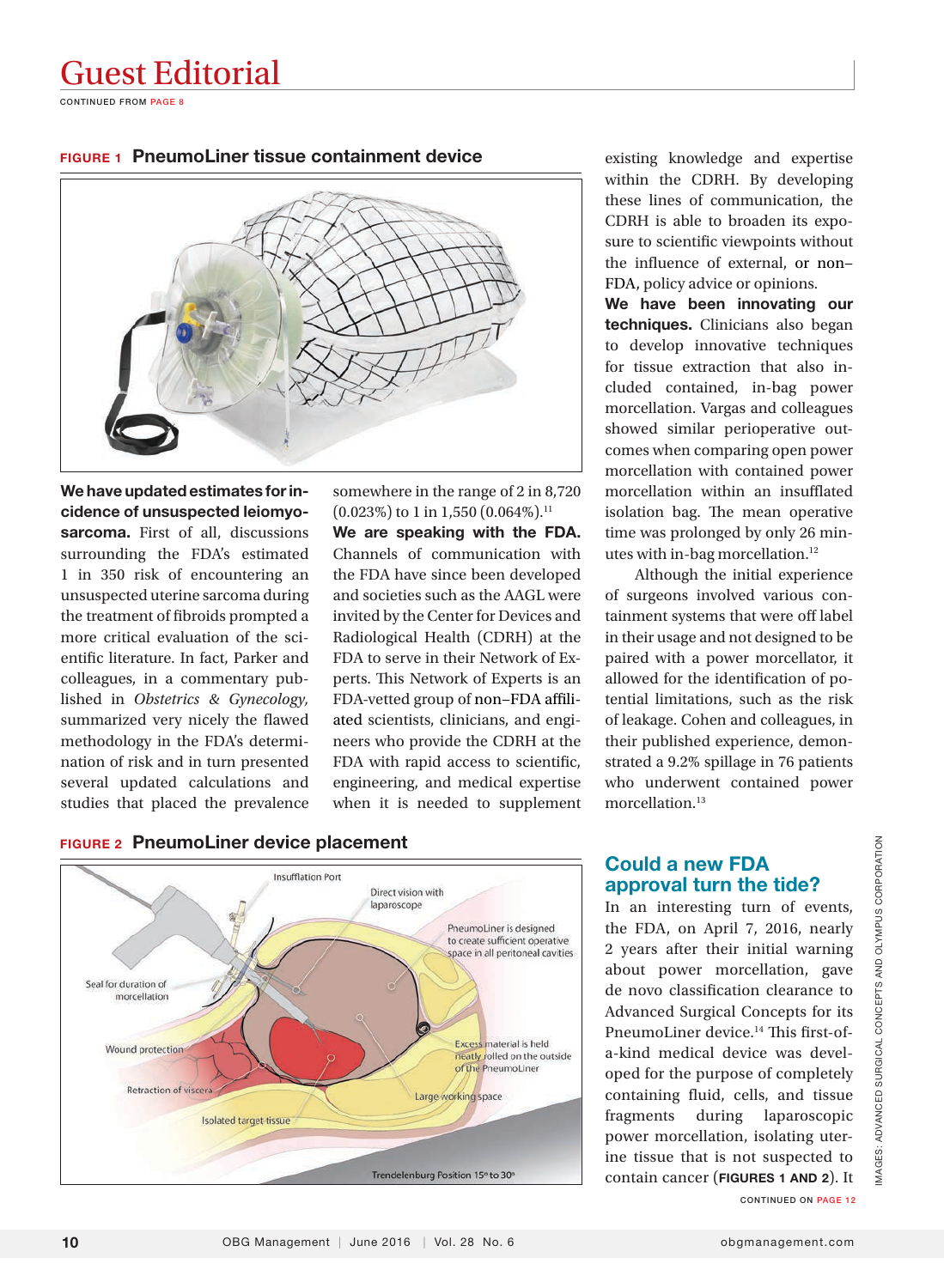# Guest Editorial

CONTINUED FROM PAGE 8

**FIGURE 1 PneumoLiner tissue containment device**

**We have updated estimates for incidence of unsuspected leiomyosarcoma.** First of all, discussions surrounding the FDA's estimated 1 in 350 risk of encountering an unsuspected uterine sarcoma during the treatment of fibroids prompted a more critical evaluation of the scientific literature. In fact, Parker and colleagues, in a commentary published in *Obstetrics & Gynecology,* summarized very nicely the flawed methodology in the FDA's determination of risk and in turn presented several updated calculations and studies that placed the prevalence somewhere in the range of 2 in 8,720 (0.023%) to 1 in 1,550 (0.064%).[11]

**We are speaking with the FDA.** Channels of communication with the FDA have since been developed and societies such as the AAGL were invited by the Center for Devices and Radiological Health (CDRH) at the FDA to serve in their Network of Experts. This Network of Experts is an FDA-vetted group of non–FDA affiliated scientists, clinicians, and engineers who provide the CDRH at the FDA with rapid access to scientific, engineering, and medical expertise when it is needed to supplement existing knowledge and expertise within the CDRH. By developing these lines of communication, the CDRH is able to broaden its exposure to scientific viewpoints without the influence of external, or non–FDA, policy advice or opinions.

**We have been innovating our techniques.** Clinicians also began to develop innovative techniques for tissue extraction that also included contained, in-bag power morcellation. Vargas and colleagues showed similar perioperative outcomes when comparing open power morcellation with contained power morcellation within an insufflated isolation bag. The mean operative time was prolonged by only 26 minutes with in-bag morcellation.[12]

Although the initial experience of surgeons involved various containment systems that were off label in their usage and not designed to be paired with a power morcellator, it allowed for the identification of potential limitations, such as the risk of leakage. Cohen and colleagues, in their published experience, demonstrated a 9.2% spillage in 76 patients who underwent contained power morcellation.[13]

**FIGURE 2 PneumoLiner device placement**

Insufflation Port; Direct vision with laparoscope; PneumoLiner is designed to create sufficient operative space in all peritoneal cavities; Seal for duration of morcellation; Wound protection; Excess material is held neatly rolled on the outside of the PneumoLiner; Retraction of viscera; Large working space; Isolated target tissue; Trendelenburg Position 15° to 30°

IMAGES: ADVANCED SURGICAL CONCEPTS AND OLYMPUS CORPORATION

## Could a new FDA approval turn the tide?

In an interesting turn of events, the FDA, on April 7, 2016, nearly 2 years after their initial warning about power morcellation, gave de novo classification clearance to Advanced Surgical Concepts for its PneumoLiner device.[14] This first-of-a-kind medical device was developed for the purpose of completely containing fluid, cells, and tissue fragments during laparoscopic power morcellation, isolating uterine tissue that is not suspected to contain cancer (**FIGURES 1 AND 2**). It

CONTINUED ON PAGE 12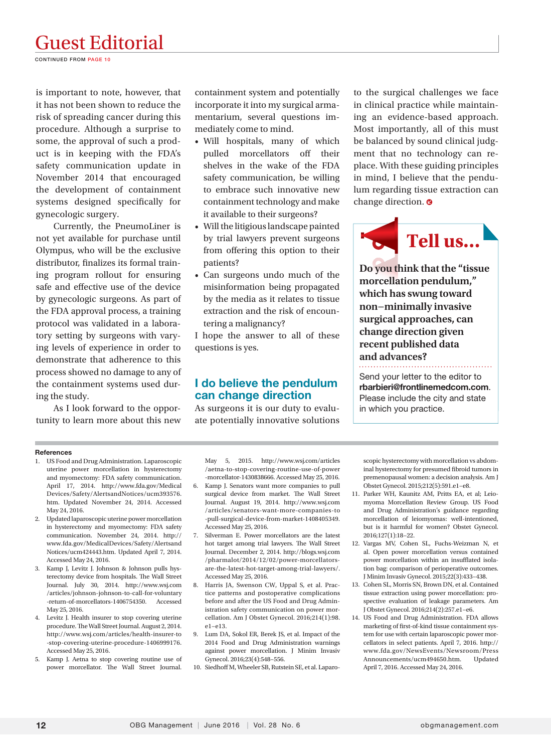# Guest Editorial

CONTINUED FROM PAGE 10

is important to note, however, that it has not been shown to reduce the risk of spreading cancer during this procedure. Although a surprise to some, the approval of such a product is in keeping with the FDA's safety communication update in November 2014 that encouraged the development of containment systems designed specifically for gynecologic surgery.

Currently, the PneumoLiner is not yet available for purchase until Olympus, who will be the exclusive distributor, finalizes its formal training program rollout for ensuring safe and effective use of the device by gynecologic surgeons. As part of the FDA approval process, a training protocol was validated in a laboratory setting by surgeons with varying levels of experience in order to demonstrate that adherence to this process showed no damage to any of the containment systems used during the study.

As I look forward to the opportunity to learn more about this new containment system and potentially incorporate it into my surgical armamentarium, several questions immediately come to mind.

- Will hospitals, many of which pulled morcellators off their shelves in the wake of the FDA safety communication, be willing to embrace such innovative new containment technology and make it available to their surgeons?
- Will the litigious landscape painted by trial lawyers prevent surgeons from offering this option to their patients?
- Can surgeons undo much of the misinformation being propagated by the media as it relates to tissue extraction and the risk of encountering a malignancy?

I hope the answer to all of these questions is yes.

## I do believe the pendulum can change direction

As surgeons it is our duty to evaluate potentially innovative solutions to the surgical challenges we face in clinical practice while maintaining an evidence-based approach. Most importantly, all of this must be balanced by sound clinical judgment that no technology can replace. With these guiding principles in mind, I believe that the pendulum regarding tissue extraction can change direction.

**Tell us...**

**Do you think that the "tissue morcellation pendulum," which has swung toward non–minimally invasive surgical approaches, can change direction given recent published data and advances?**

Send your letter to the editor to **rbarbieri@frontlinemedcom.com**. Please include the city and state in which you practice.

### References

1. US Food and Drug Administration. Laparoscopic uterine power morcellation in hysterectomy and myomectomy: FDA safety communication. April 17, 2014. http://www.fda.gov/MedicalDevices/Safety/AlertsandNotices/ucm393576.htm. Updated November 24, 2014. Accessed May 24, 2016.
2. Updated laparoscopic uterine power morcellation in hysterectomy and myomectomy: FDA safety communication. November 24, 2014. http://www.fda.gov/MedicalDevices/Safety/AlertsandNotices/ucm424443.htm. Updated April 7, 2014. Accessed May 24, 2016.
3. Kamp J, Levitz J. Johnson & Johnson pulls hysterectomy device from hospitals. The Wall Street Journal. July 30, 2014. http://www.wsj.com/articles/johnson-johnson-to-call-for-voluntary-return-of-morcellators-1406754350. Accessed May 25, 2016.
4. Levitz J. Health insurer to stop covering uterine procedure. The Wall Street Journal. August 2, 2014. http://www.wsj.com/articles/health-insurer-to-stop-covering-uterine-procedure-1406999176. Accessed May 25, 2016.
5. Kamp J. Aetna to stop covering routine use of power morcellator. The Wall Street Journal. May 5, 2015. http://www.wsj.com/articles/aetna-to-stop-covering-routine-use-of-power-morcellator-1430838666. Accessed May 25, 2016.
6. Kamp J. Senators want more companies to pull surgical device from market. The Wall Street Journal. August 19, 2014. http://www.wsj.com/articles/senators-want-more-companies-to-pull-surgical-device-from-market-1408405349. Accessed May 25, 2016.
7. Silverman E. Power morcellators are the latest hot target among trial lawyers. The Wall Street Journal. December 2, 2014. http://blogs.wsj.com/pharmalot/2014/12/02/power-morcellators-are-the-latest-hot-target-among-trial-lawyers/. Accessed May 25, 2016.
8. Harris JA, Swenson CW, Uppal S, et al. Practice patterns and postoperative complications before and after the US Food and Drug Administration safety communication on power morcellation. Am J Obstet Gynecol. 2016;214(1):98.e1–e13.
9. Lum DA, Sokol ER, Berek JS, et al. Impact of the 2014 Food and Drug Administration warnings against power morcellation. J Minim Invasiv Gynecol. 2016;23(4):548–556.
10. Siedhoff M, Wheeler SB, Rutstein SE, et al. Laparoscopic hysterectomy with morcellation vs abdominal hysterectomy for presumed fibroid tumors in premenopausal women: a decision analysis. Am J Obstet Gynecol. 2015;212(5):591.e1–e8.
11. Parker WH, Kaunitz AM, Pritts EA, et al; Leiomyoma Morcellation Review Group. US Food and Drug Administration's guidance regarding morcellation of leiomyomas: well-intentioned, but is it harmful for women? Obstet Gynecol. 2016;127(1):18–22.
12. Vargas MV, Cohen SL, Fuchs-Weizman N, et al. Open power morcellation versus contained power morcellation within an insufflated isolation bag: comparison of perioperative outcomes. J Minim Invasiv Gynecol. 2015;22(3):433–438.
13. Cohen SL, Morris SN, Brown DN, et al. Contained tissue extraction using power morcellation: prospective evaluation of leakage parameters. Am J Obstet Gynecol. 2016;214(2):257.e1–e6.
14. US Food and Drug Administration. FDA allows marketing of first-of-kind tissue containment system for use with certain laparoscopic power morcellators in select patients. April 7, 2016. http://www.fda.gov/NewsEvents/Newsroom/PressAnnouncements/ucm494650.htm. Updated April 7, 2016. Accessed May 24, 2016.